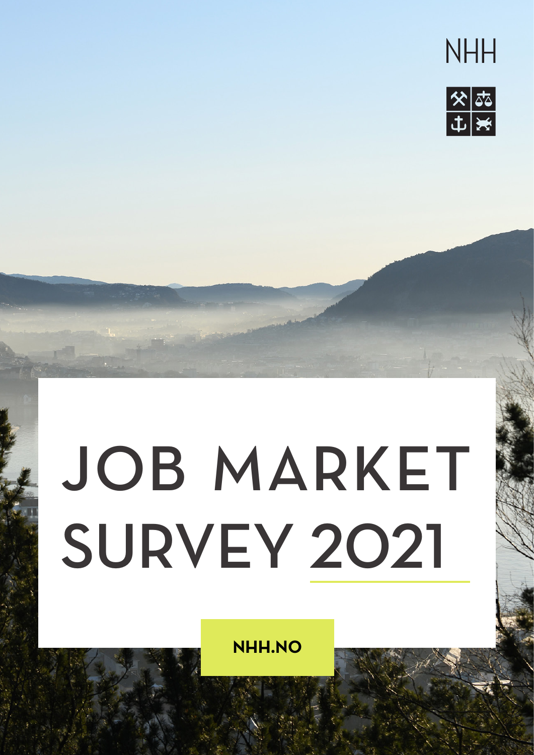NHH

# JOB MARKET SURVEY 2021

NHH.NO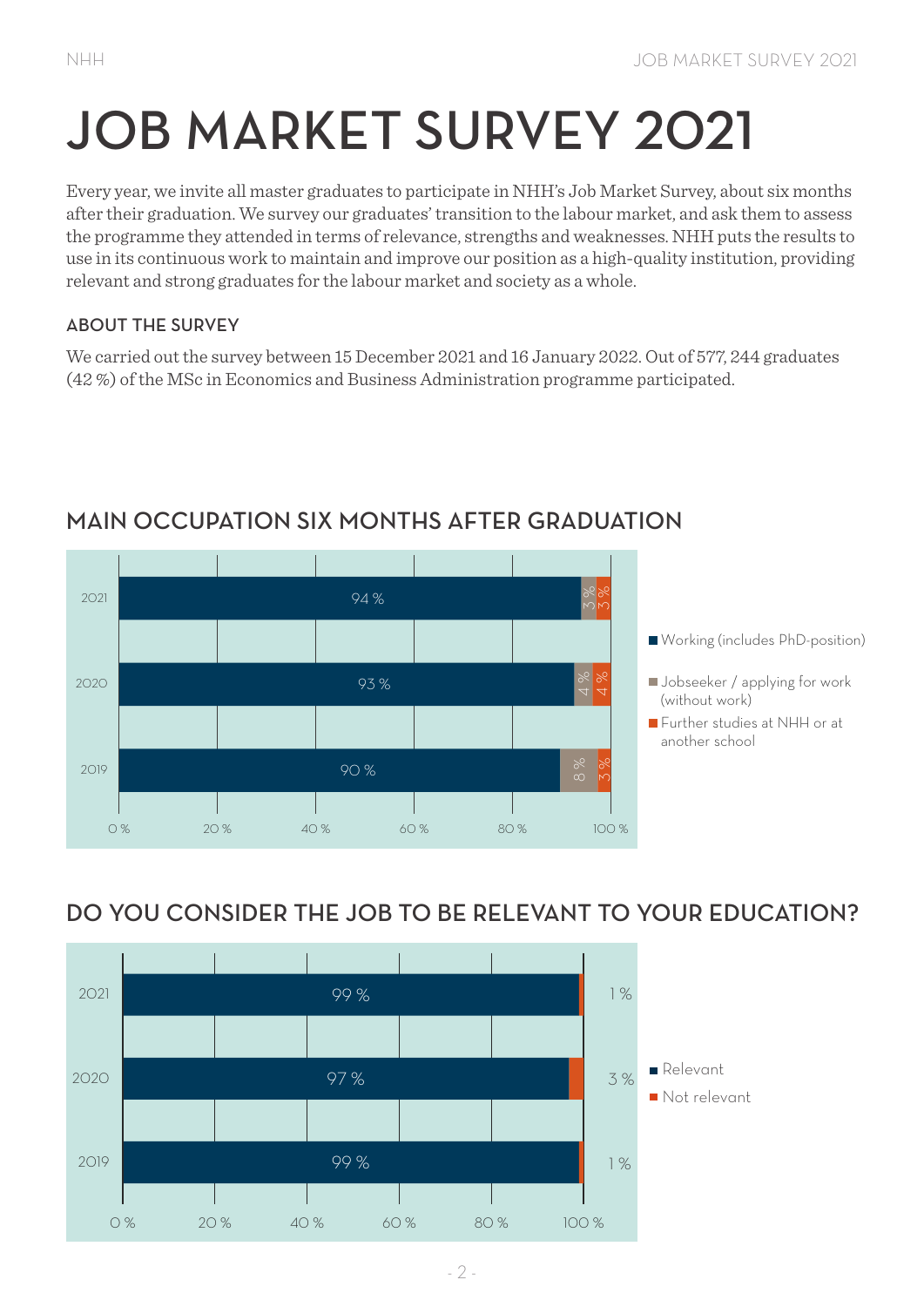# JOB MARKET SURVEY 2021

Every year, we invite all master graduates to participate in NHH's Job Market Survey, about six months after their graduation. We survey our graduates' transition to the labour market, and ask them to assess the programme they attended in terms of relevance, strengths and weaknesses. NHH puts the results to use in its continuous work to maintain and improve our position as a high-quality institution, providing relevant and strong graduates for the labour market and society as a whole.

### ABOUT THE SURVEY

We carried out the survey between 15 December 2021 and 16 January 2022. Out of 577, 244 graduates (42 %) of the MSc in Economics and Business Administration programme participated.

## MAIN OCCUPATION SIX MONTHS AFTER GRADUATION

| Year | Working (includes PhD-position) | Jobseeker / applying for work (without work) | Further studies at NHH or at another school |
|---|---|---|---|
| 2021 | 94 % | 3 % | 3 % |
| 2020 | 93 % | 4 % | 4 % |
| 2019 | 90 % | 8 % | 3 % |

## DO YOU CONSIDER THE JOB TO BE RELEVANT TO YOUR EDUCATION?

| Year | Relevant | Not relevant |
|---|---|---|
| 2021 | 99 % | 1 % |
| 2020 | 97 % | 3 % |
| 2019 | 99 % | 1 % |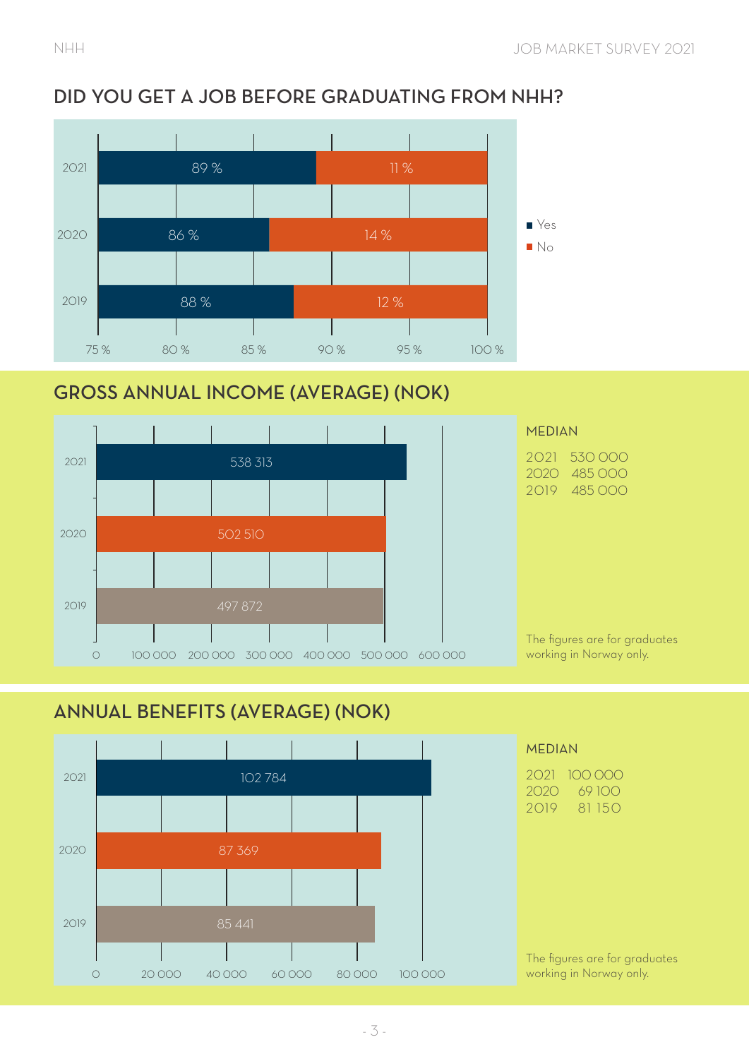## DID YOU GET A JOB BEFORE GRADUATING FROM NHH?

| Year | Yes | No |
|---|---|---|
| 2021 | 89 % | 11 % |
| 2020 | 86 % | 14 % |
| 2019 | 88 % | 12 % |

## GROSS ANNUAL INCOME (AVERAGE) (NOK)

| Year | Average |
|---|---|
| 2021 | 538 313 |
| 2020 | 502 510 |
| 2019 | 497 872 |

MEDIAN

2021 530 000
2020 485 000
2019 485 000

The figures are for graduates working in Norway only.

## ANNUAL BENEFITS (AVERAGE) (NOK)

| Year | Average |
|---|---|
| 2021 | 102 784 |
| 2020 | 87 369 |
| 2019 | 85 441 |

MEDIAN

2021 100 000
2020 69 100
2019 81 150

The figures are for graduates working in Norway only.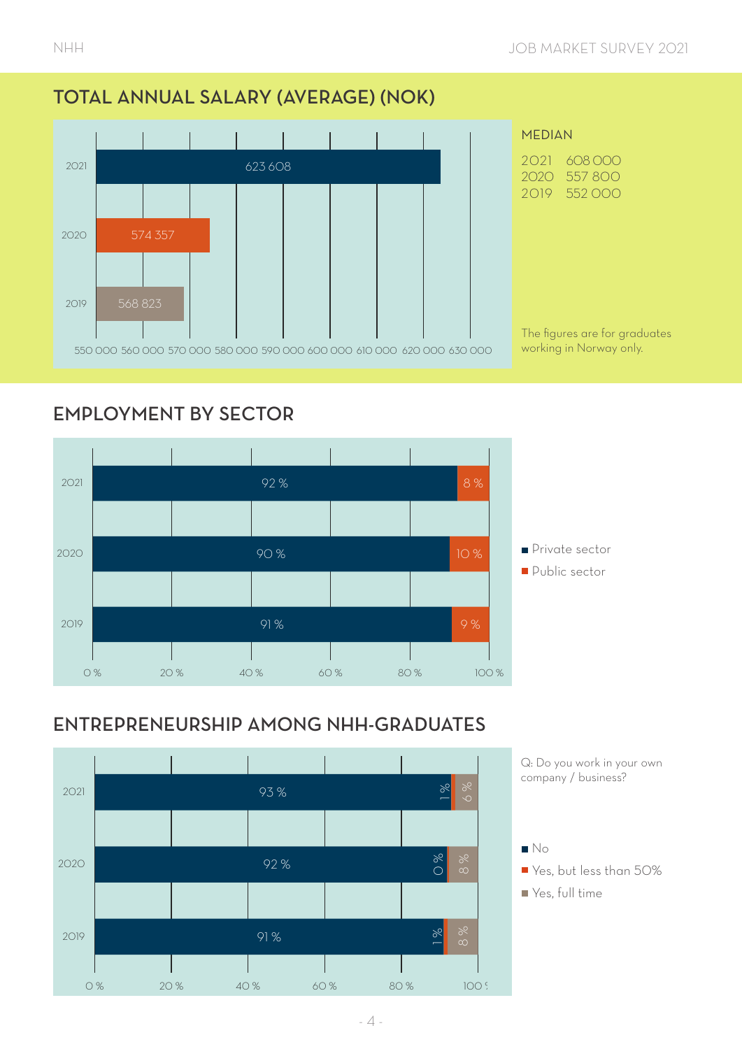## TOTAL ANNUAL SALARY (AVERAGE) (NOK)

| Year | Average |
|---|---|
| 2021 | 623 608 |
| 2020 | 574 357 |
| 2019 | 568 823 |

MEDIAN

2021 608 000
2020 557 800
2019 552 000

The figures are for graduates working in Norway only.

## EMPLOYMENT BY SECTOR

| Year | Private sector | Public sector |
|---|---|---|
| 2021 | 92 % | 8 % |
| 2020 | 90 % | 10 % |
| 2019 | 91 % | 9 % |

## ENTREPRENEURSHIP AMONG NHH-GRADUATES

Q: Do you work in your own company / business?

| Year | No | Yes, but less than 50% | Yes, full time |
|---|---|---|---|
| 2021 | 93 % | 1 % | 6 % |
| 2020 | 92 % | 0 % | 8 % |
| 2019 | 91 % | 1 % | 8 % |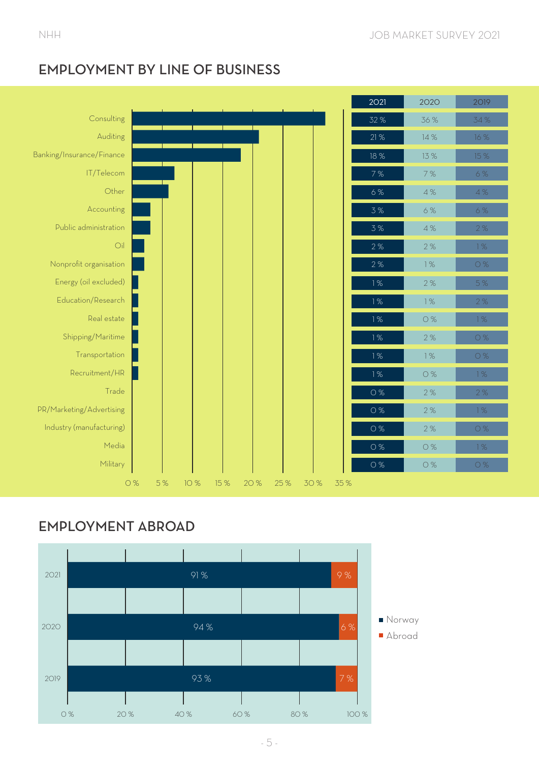## EMPLOYMENT BY LINE OF BUSINESS

| Line of business | 2021 | 2020 | 2019 |
|---|---|---|---|
| Consulting | 32 % | 36 % | 34 % |
| Auditing | 21 % | 14 % | 16 % |
| Banking/Insurance/Finance | 18 % | 13 % | 15 % |
| IT/Telecom | 7 % | 7 % | 6 % |
| Other | 6 % | 4 % | 4 % |
| Accounting | 3 % | 6 % | 6 % |
| Public administration | 3 % | 4 % | 2 % |
| Oil | 2 % | 2 % | 1 % |
| Nonprofit organisation | 2 % | 1 % | 0 % |
| Energy (oil excluded) | 1 % | 2 % | 5 % |
| Education/Research | 1 % | 1 % | 2 % |
| Real estate | 1 % | 0 % | 1 % |
| Shipping/Maritime | 1 % | 2 % | 0 % |
| Transportation | 1 % | 1 % | 0 % |
| Recruitment/HR | 1 % | 0 % | 1 % |
| Trade | 0 % | 2 % | 2 % |
| PR/Marketing/Advertising | 0 % | 2 % | 1 % |
| Industry (manufacturing) | 0 % | 2 % | 0 % |
| Media | 0 % | 0 % | 1 % |
| Military | 0 % | 0 % | 0 % |

## EMPLOYMENT ABROAD

| Year | Norway | Abroad |
|---|---|---|
| 2021 | 91 % | 9 % |
| 2020 | 94 % | 6 % |
| 2019 | 93 % | 7 % |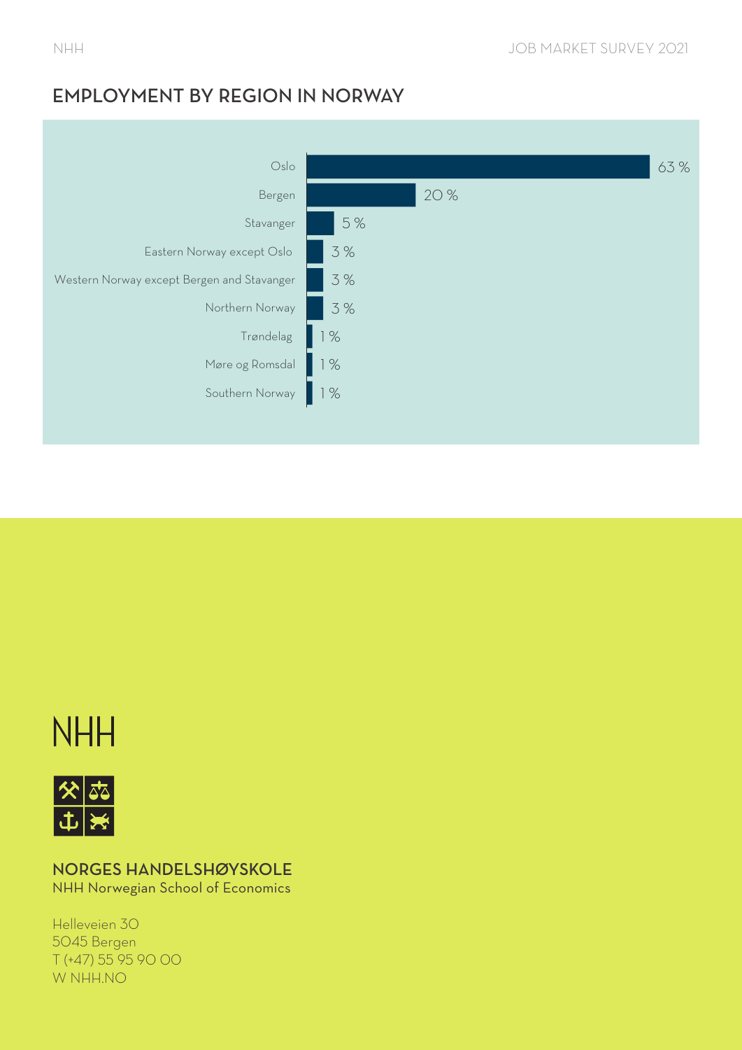## EMPLOYMENT BY REGION IN NORWAY

Oslo 63 %
Bergen 20 %
Stavanger 5 %
Eastern Norway except Oslo 3 %
Western Norway except Bergen and Stavanger 3 %
Northern Norway 3 %
Trøndelag 1 %
Møre og Romsdal 1 %
Southern Norway 1 %

NHH

**NORGES HANDELSHØYSKOLE**
NHH Norwegian School of Economics

Helleveien 30
5045 Bergen
T (+47) 55 95 90 00
W NHH.NO